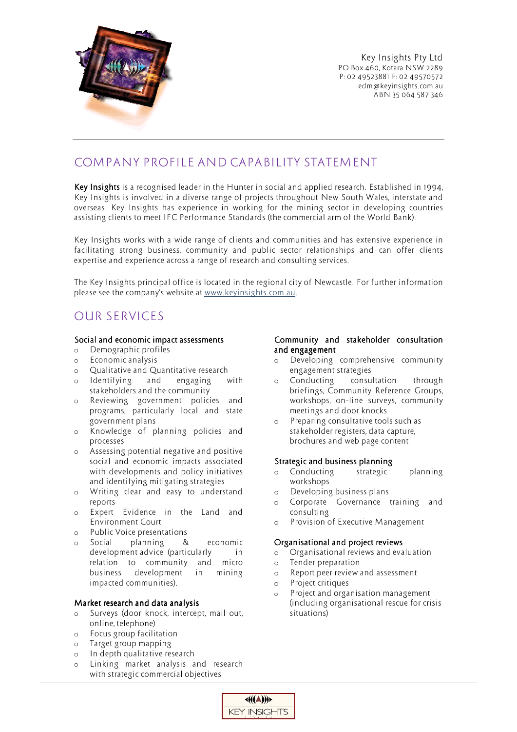Key Insights Pty Ltd
PO Box 460, Kotara NSW 2289
P: 02 49523881 F: 02 49570572
edm@keyinsights.com.au
ABN 35 064 587 346

# COMPANY PROFILE AND CAPABILITY STATEMENT

**Key Insights** is a recognised leader in the Hunter in social and applied research. Established in 1994, Key Insights is involved in a diverse range of projects throughout New South Wales, interstate and overseas. Key Insights has experience in working for the mining sector in developing countries assisting clients to meet IFC Performance Standards (the commercial arm of the World Bank).

Key Insights works with a wide range of clients and communities and has extensive experience in facilitating strong business, community and public sector relationships and can offer clients expertise and experience across a range of research and consulting services.

The Key Insights principal office is located in the regional city of Newcastle. For further information please see the company's website at www.keyinsights.com.au.

# OUR SERVICES

### Social and economic impact assessments

- Demographic profiles
- Economic analysis
- Qualitative and Quantitative research
- Identifying and engaging with stakeholders and the community
- Reviewing government policies and programs, particularly local and state government plans
- Knowledge of planning policies and processes
- Assessing potential negative and positive social and economic impacts associated with developments and policy initiatives and identifying mitigating strategies
- Writing clear and easy to understand reports
- Expert Evidence in the Land and Environment Court
- Public Voice presentations
- Social planning & economic development advice (particularly in relation to community and micro business development in mining impacted communities).

### Market research and data analysis

- Surveys (door knock, intercept, mail out, online, telephone)
- Focus group facilitation
- Target group mapping
- In depth qualitative research
- Linking market analysis and research with strategic commercial objectives

### Community and stakeholder consultation and engagement

- Developing comprehensive community engagement strategies
- Conducting consultation through briefings, Community Reference Groups, workshops, on-line surveys, community meetings and door knocks
- Preparing consultative tools such as stakeholder registers, data capture, brochures and web page content

### Strategic and business planning

- Conducting strategic planning workshops
- Developing business plans
- Corporate Governance training and consulting
- Provision of Executive Management

### Organisational and project reviews

- Organisational reviews and evaluation
- Tender preparation
- Report peer review and assessment
- Project critiques
- Project and organisation management (including organisational rescue for crisis situations)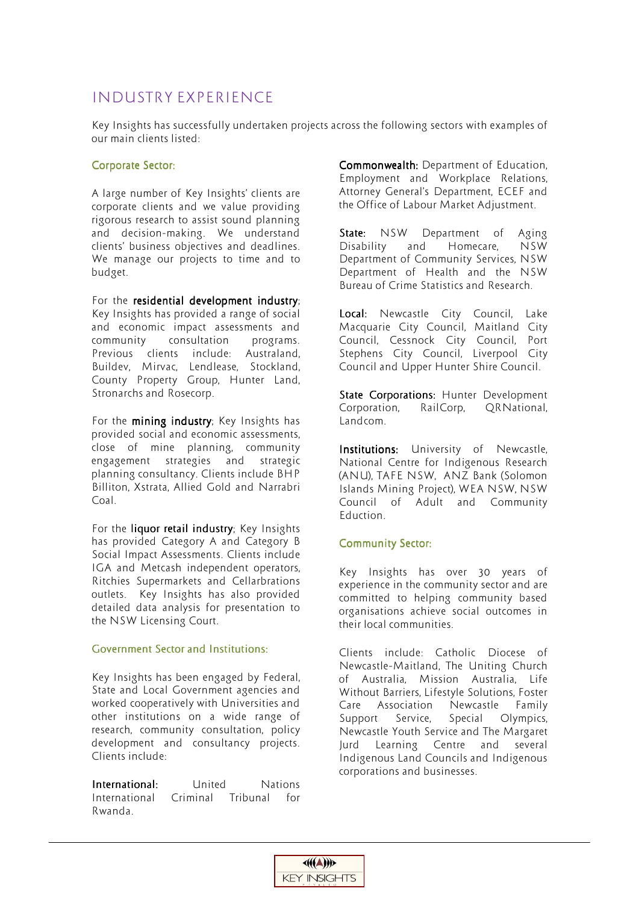# INDUSTRY EXPERIENCE

Key Insights has successfully undertaken projects across the following sectors with examples of our main clients listed:

### Corporate Sector:

A large number of Key Insights' clients are corporate clients and we value providing rigorous research to assist sound planning and decision-making. We understand clients' business objectives and deadlines. We manage our projects to time and to budget.

For the **residential development industry**; Key Insights has provided a range of social and economic impact assessments and community consultation programs. Previous clients include: Australand, Buildev, Mirvac, Lendlease, Stockland, County Property Group, Hunter Land, Stronarchs and Rosecorp.

For the **mining industry**; Key Insights has provided social and economic assessments, close of mine planning, community engagement strategies and strategic planning consultancy. Clients include BHP Billiton, Xstrata, Allied Gold and Narrabri Coal.

For the **liquor retail industry**; Key Insights has provided Category A and Category B Social Impact Assessments. Clients include IGA and Metcash independent operators, Ritchies Supermarkets and Cellarbrations outlets. Key Insights has also provided detailed data analysis for presentation to the NSW Licensing Court.

### Government Sector and Institutions:

Key Insights has been engaged by Federal, State and Local Government agencies and worked cooperatively with Universities and other institutions on a wide range of research, community consultation, policy development and consultancy projects. Clients include:

**International:** United Nations International Criminal Tribunal for Rwanda.

**Commonwealth:** Department of Education, Employment and Workplace Relations, Attorney General's Department, ECEF and the Office of Labour Market Adjustment.

**State:** NSW Department of Aging Disability and Homecare, NSW Department of Community Services, NSW Department of Health and the NSW Bureau of Crime Statistics and Research.

**Local:** Newcastle City Council, Lake Macquarie City Council, Maitland City Council, Cessnock City Council, Port Stephens City Council, Liverpool City Council and Upper Hunter Shire Council.

**State Corporations:** Hunter Development Corporation, RailCorp, QRNational, Landcom.

**Institutions:** University of Newcastle, National Centre for Indigenous Research (ANU), TAFE NSW, ANZ Bank (Solomon Islands Mining Project), WEA NSW, NSW Council of Adult and Community Eduction.

### Community Sector:

Key Insights has over 30 years of experience in the community sector and are committed to helping community based organisations achieve social outcomes in their local communities.

Clients include: Catholic Diocese of Newcastle-Maitland, The Uniting Church of Australia, Mission Australia, Life Without Barriers, Lifestyle Solutions, Foster Care Association Newcastle Family Support Service, Special Olympics, Newcastle Youth Service and The Margaret Jurd Learning Centre and several Indigenous Land Councils and Indigenous corporations and businesses.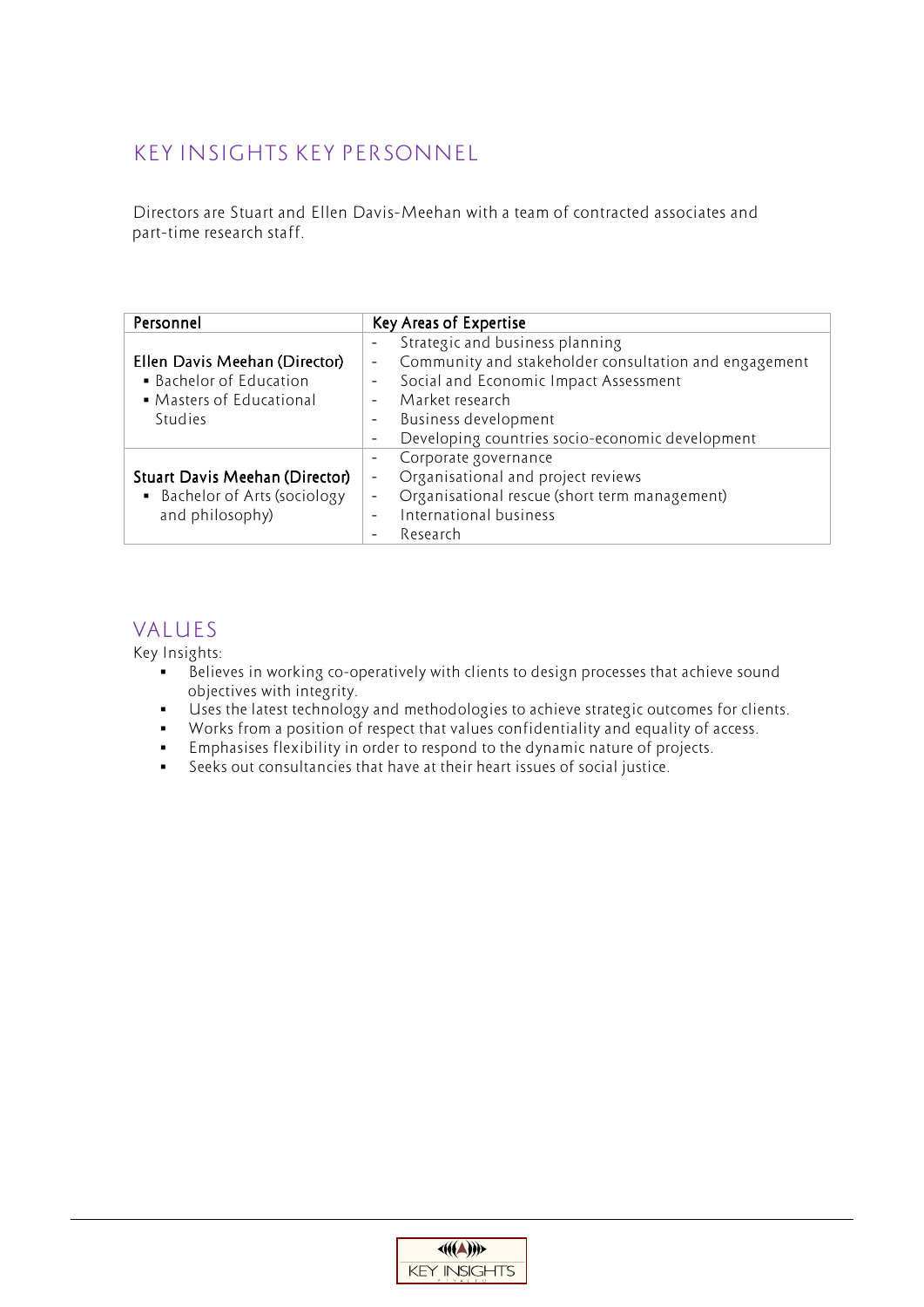## KEY INSIGHTS KEY PERSONNEL

Directors are Stuart and Ellen Davis-Meehan with a team of contracted associates and part-time research staff.

| Personnel | Key Areas of Expertise |
|---|---|
| **Ellen Davis Meehan (Director)**<br>▪ Bachelor of Education<br>▪ Masters of Educational Studies | - Strategic and business planning<br>- Community and stakeholder consultation and engagement<br>- Social and Economic Impact Assessment<br>- Market research<br>- Business development<br>- Developing countries socio-economic development |
| **Stuart Davis Meehan (Director)**<br>▪ Bachelor of Arts (sociology and philosophy) | - Corporate governance<br>- Organisational and project reviews<br>- Organisational rescue (short term management)<br>- International business<br>- Research |

## VALUES

Key Insights:

- Believes in working co-operatively with clients to design processes that achieve sound objectives with integrity.
- Uses the latest technology and methodologies to achieve strategic outcomes for clients.
- Works from a position of respect that values confidentiality and equality of access.
- Emphasises flexibility in order to respond to the dynamic nature of projects.
- Seeks out consultancies that have at their heart issues of social justice.